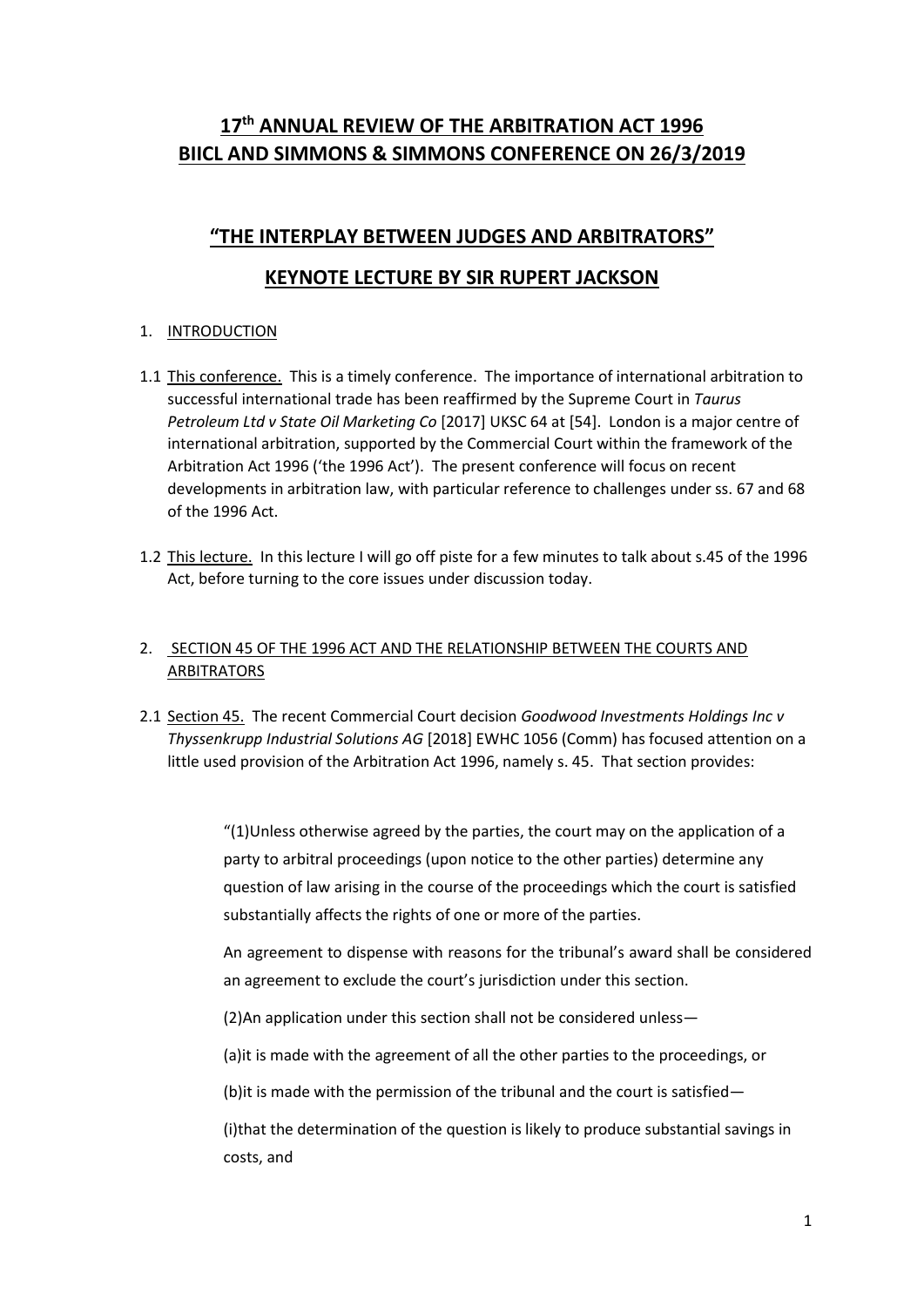# 17th ANNUAL REVIEW OF THE ARBITRATION ACT 1996
# BIICL AND SIMMONS & SIMMONS CONFERENCE ON 26/3/2019

## "THE INTERPLAY BETWEEN JUDGES AND ARBITRATORS"

## KEYNOTE LECTURE BY SIR RUPERT JACKSON

1. INTRODUCTION

1.1 This conference. This is a timely conference. The importance of international arbitration to successful international trade has been reaffirmed by the Supreme Court in *Taurus Petroleum Ltd v State Oil Marketing Co* [2017] UKSC 64 at [54]. London is a major centre of international arbitration, supported by the Commercial Court within the framework of the Arbitration Act 1996 ('the 1996 Act'). The present conference will focus on recent developments in arbitration law, with particular reference to challenges under ss. 67 and 68 of the 1996 Act.

1.2 This lecture. In this lecture I will go off piste for a few minutes to talk about s.45 of the 1996 Act, before turning to the core issues under discussion today.

2. SECTION 45 OF THE 1996 ACT AND THE RELATIONSHIP BETWEEN THE COURTS AND ARBITRATORS

2.1 Section 45. The recent Commercial Court decision *Goodwood Investments Holdings Inc v Thyssenkrupp Industrial Solutions AG* [2018] EWHC 1056 (Comm) has focused attention on a little used provision of the Arbitration Act 1996, namely s. 45. That section provides:

> "(1)Unless otherwise agreed by the parties, the court may on the application of a party to arbitral proceedings (upon notice to the other parties) determine any question of law arising in the course of the proceedings which the court is satisfied substantially affects the rights of one or more of the parties.
>
> An agreement to dispense with reasons for the tribunal's award shall be considered an agreement to exclude the court's jurisdiction under this section.
>
> (2)An application under this section shall not be considered unless—
>
> (a)it is made with the agreement of all the other parties to the proceedings, or
>
> (b)it is made with the permission of the tribunal and the court is satisfied—
>
> (i)that the determination of the question is likely to produce substantial savings in costs, and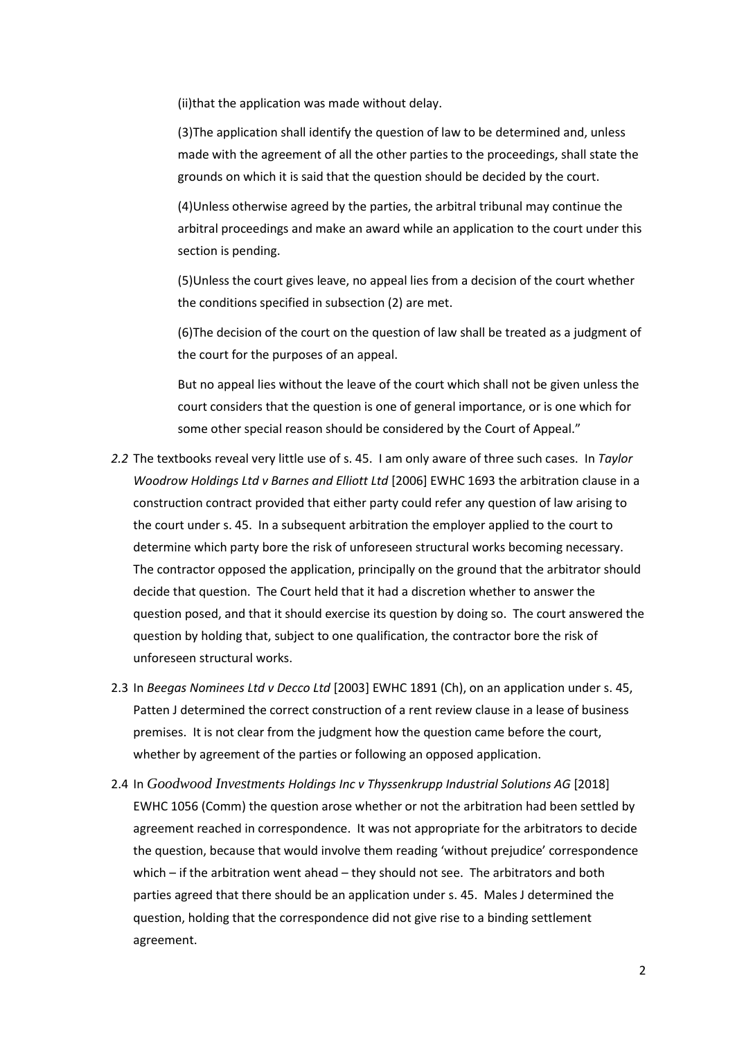(ii)that the application was made without delay.

(3)The application shall identify the question of law to be determined and, unless made with the agreement of all the other parties to the proceedings, shall state the grounds on which it is said that the question should be decided by the court.

(4)Unless otherwise agreed by the parties, the arbitral tribunal may continue the arbitral proceedings and make an award while an application to the court under this section is pending.

(5)Unless the court gives leave, no appeal lies from a decision of the court whether the conditions specified in subsection (2) are met.

(6)The decision of the court on the question of law shall be treated as a judgment of the court for the purposes of an appeal.

But no appeal lies without the leave of the court which shall not be given unless the court considers that the question is one of general importance, or is one which for some other special reason should be considered by the Court of Appeal."

*2.2* The textbooks reveal very little use of s. 45. I am only aware of three such cases. In *Taylor Woodrow Holdings Ltd v Barnes and Elliott Ltd* [2006] EWHC 1693 the arbitration clause in a construction contract provided that either party could refer any question of law arising to the court under s. 45. In a subsequent arbitration the employer applied to the court to determine which party bore the risk of unforeseen structural works becoming necessary. The contractor opposed the application, principally on the ground that the arbitrator should decide that question. The Court held that it had a discretion whether to answer the question posed, and that it should exercise its question by doing so. The court answered the question by holding that, subject to one qualification, the contractor bore the risk of unforeseen structural works.

2.3 In *Beegas Nominees Ltd v Decco Ltd* [2003] EWHC 1891 (Ch), on an application under s. 45, Patten J determined the correct construction of a rent review clause in a lease of business premises. It is not clear from the judgment how the question came before the court, whether by agreement of the parties or following an opposed application.

2.4 In *Goodwood Investments Holdings Inc v Thyssenkrupp Industrial Solutions AG* [2018] EWHC 1056 (Comm) the question arose whether or not the arbitration had been settled by agreement reached in correspondence. It was not appropriate for the arbitrators to decide the question, because that would involve them reading 'without prejudice' correspondence which – if the arbitration went ahead – they should not see. The arbitrators and both parties agreed that there should be an application under s. 45. Males J determined the question, holding that the correspondence did not give rise to a binding settlement agreement.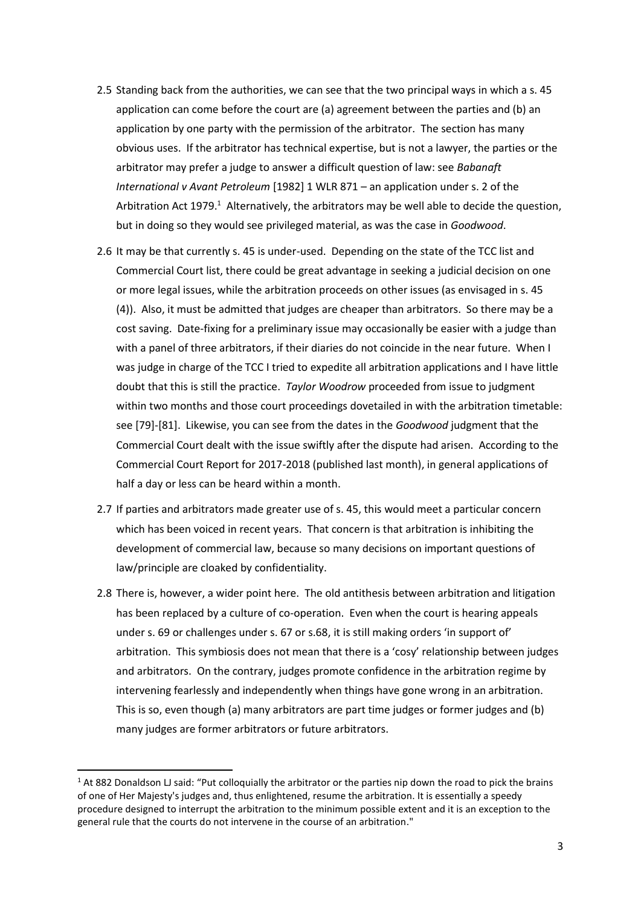2.5 Standing back from the authorities, we can see that the two principal ways in which a s. 45 application can come before the court are (a) agreement between the parties and (b) an application by one party with the permission of the arbitrator. The section has many obvious uses. If the arbitrator has technical expertise, but is not a lawyer, the parties or the arbitrator may prefer a judge to answer a difficult question of law: see *Babanaft International v Avant Petroleum* [1982] 1 WLR 871 – an application under s. 2 of the Arbitration Act 1979.[1] Alternatively, the arbitrators may be well able to decide the question, but in doing so they would see privileged material, as was the case in *Goodwood*.

2.6 It may be that currently s. 45 is under-used. Depending on the state of the TCC list and Commercial Court list, there could be great advantage in seeking a judicial decision on one or more legal issues, while the arbitration proceeds on other issues (as envisaged in s. 45 (4)). Also, it must be admitted that judges are cheaper than arbitrators. So there may be a cost saving. Date-fixing for a preliminary issue may occasionally be easier with a judge than with a panel of three arbitrators, if their diaries do not coincide in the near future. When I was judge in charge of the TCC I tried to expedite all arbitration applications and I have little doubt that this is still the practice. *Taylor Woodrow* proceeded from issue to judgment within two months and those court proceedings dovetailed in with the arbitration timetable: see [79]-[81]. Likewise, you can see from the dates in the *Goodwood* judgment that the Commercial Court dealt with the issue swiftly after the dispute had arisen. According to the Commercial Court Report for 2017-2018 (published last month), in general applications of half a day or less can be heard within a month.

2.7 If parties and arbitrators made greater use of s. 45, this would meet a particular concern which has been voiced in recent years. That concern is that arbitration is inhibiting the development of commercial law, because so many decisions on important questions of law/principle are cloaked by confidentiality.

2.8 There is, however, a wider point here. The old antithesis between arbitration and litigation has been replaced by a culture of co-operation. Even when the court is hearing appeals under s. 69 or challenges under s. 67 or s.68, it is still making orders 'in support of' arbitration. This symbiosis does not mean that there is a 'cosy' relationship between judges and arbitrators. On the contrary, judges promote confidence in the arbitration regime by intervening fearlessly and independently when things have gone wrong in an arbitration. This is so, even though (a) many arbitrators are part time judges or former judges and (b) many judges are former arbitrators or future arbitrators.

---

[1] At 882 Donaldson LJ said: "Put colloquially the arbitrator or the parties nip down the road to pick the brains of one of Her Majesty's judges and, thus enlightened, resume the arbitration. It is essentially a speedy procedure designed to interrupt the arbitration to the minimum possible extent and it is an exception to the general rule that the courts do not intervene in the course of an arbitration."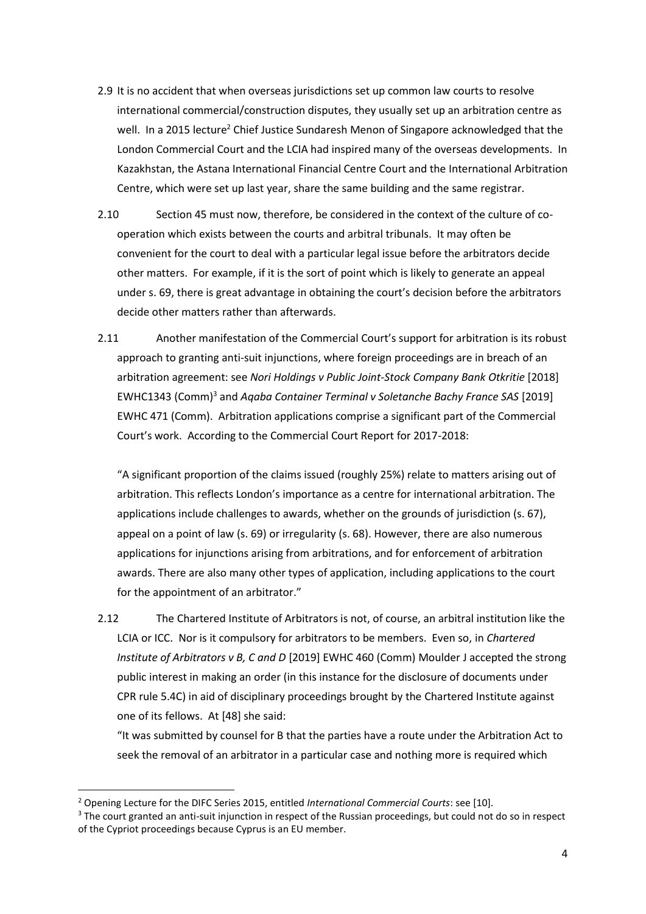2.9 It is no accident that when overseas jurisdictions set up common law courts to resolve international commercial/construction disputes, they usually set up an arbitration centre as well. In a 2015 lecture[2] Chief Justice Sundaresh Menon of Singapore acknowledged that the London Commercial Court and the LCIA had inspired many of the overseas developments. In Kazakhstan, the Astana International Financial Centre Court and the International Arbitration Centre, which were set up last year, share the same building and the same registrar.

2.10 Section 45 must now, therefore, be considered in the context of the culture of co-operation which exists between the courts and arbitral tribunals. It may often be convenient for the court to deal with a particular legal issue before the arbitrators decide other matters. For example, if it is the sort of point which is likely to generate an appeal under s. 69, there is great advantage in obtaining the court's decision before the arbitrators decide other matters rather than afterwards.

2.11 Another manifestation of the Commercial Court's support for arbitration is its robust approach to granting anti-suit injunctions, where foreign proceedings are in breach of an arbitration agreement: see *Nori Holdings v Public Joint-Stock Company Bank Otkritie* [2018] EWHC1343 (Comm)[3] and *Aqaba Container Terminal v Soletanche Bachy France SAS* [2019] EWHC 471 (Comm). Arbitration applications comprise a significant part of the Commercial Court's work. According to the Commercial Court Report for 2017-2018:

"A significant proportion of the claims issued (roughly 25%) relate to matters arising out of arbitration. This reflects London's importance as a centre for international arbitration. The applications include challenges to awards, whether on the grounds of jurisdiction (s. 67), appeal on a point of law (s. 69) or irregularity (s. 68). However, there are also numerous applications for injunctions arising from arbitrations, and for enforcement of arbitration awards. There are also many other types of application, including applications to the court for the appointment of an arbitrator."

2.12 The Chartered Institute of Arbitrators is not, of course, an arbitral institution like the LCIA or ICC. Nor is it compulsory for arbitrators to be members. Even so, in *Chartered Institute of Arbitrators v B, C and D* [2019] EWHC 460 (Comm) Moulder J accepted the strong public interest in making an order (in this instance for the disclosure of documents under CPR rule 5.4C) in aid of disciplinary proceedings brought by the Chartered Institute against one of its fellows. At [48] she said:

"It was submitted by counsel for B that the parties have a route under the Arbitration Act to seek the removal of an arbitrator in a particular case and nothing more is required which

---

[2] Opening Lecture for the DIFC Series 2015, entitled *International Commercial Courts*: see [10].

[3] The court granted an anti-suit injunction in respect of the Russian proceedings, but could not do so in respect of the Cypriot proceedings because Cyprus is an EU member.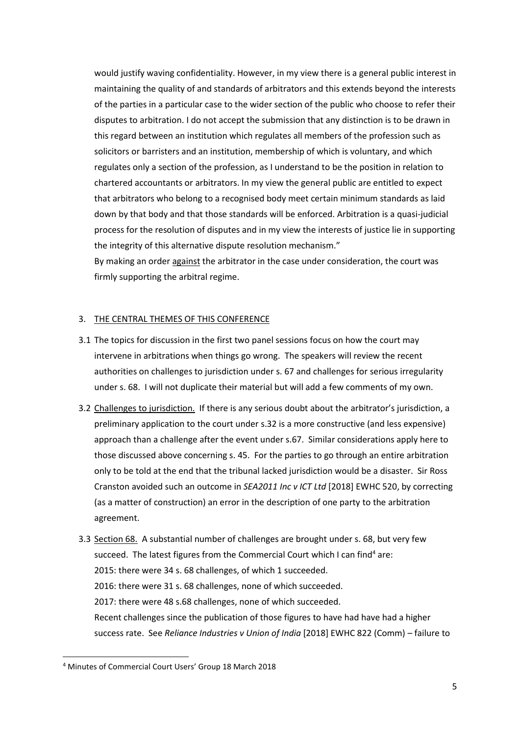would justify waving confidentiality. However, in my view there is a general public interest in maintaining the quality of and standards of arbitrators and this extends beyond the interests of the parties in a particular case to the wider section of the public who choose to refer their disputes to arbitration. I do not accept the submission that any distinction is to be drawn in this regard between an institution which regulates all members of the profession such as solicitors or barristers and an institution, membership of which is voluntary, and which regulates only a section of the profession, as I understand to be the position in relation to chartered accountants or arbitrators. In my view the general public are entitled to expect that arbitrators who belong to a recognised body meet certain minimum standards as laid down by that body and that those standards will be enforced. Arbitration is a quasi-judicial process for the resolution of disputes and in my view the interests of justice lie in supporting the integrity of this alternative dispute resolution mechanism."

By making an order <u>against</u> the arbitrator in the case under consideration, the court was firmly supporting the arbitral regime.

## 3. <u>THE CENTRAL THEMES OF THIS CONFERENCE</u>

3.1 The topics for discussion in the first two panel sessions focus on how the court may intervene in arbitrations when things go wrong. The speakers will review the recent authorities on challenges to jurisdiction under s. 67 and challenges for serious irregularity under s. 68. I will not duplicate their material but will add a few comments of my own.

3.2 <u>Challenges to jurisdiction.</u> If there is any serious doubt about the arbitrator's jurisdiction, a preliminary application to the court under s.32 is a more constructive (and less expensive) approach than a challenge after the event under s.67. Similar considerations apply here to those discussed above concerning s. 45. For the parties to go through an entire arbitration only to be told at the end that the tribunal lacked jurisdiction would be a disaster. Sir Ross Cranston avoided such an outcome in *SEA2011 Inc v ICT Ltd* [2018] EWHC 520, by correcting (as a matter of construction) an error in the description of one party to the arbitration agreement.

3.3 <u>Section 68.</u> A substantial number of challenges are brought under s. 68, but very few succeed. The latest figures from the Commercial Court which I can find[4] are:

2015: there were 34 s. 68 challenges, of which 1 succeeded.

2016: there were 31 s. 68 challenges, none of which succeeded.

2017: there were 48 s.68 challenges, none of which succeeded.

Recent challenges since the publication of those figures to have had have had a higher success rate. See *Reliance Industries v Union of India* [2018] EWHC 822 (Comm) – failure to

[4] Minutes of Commercial Court Users' Group 18 March 2018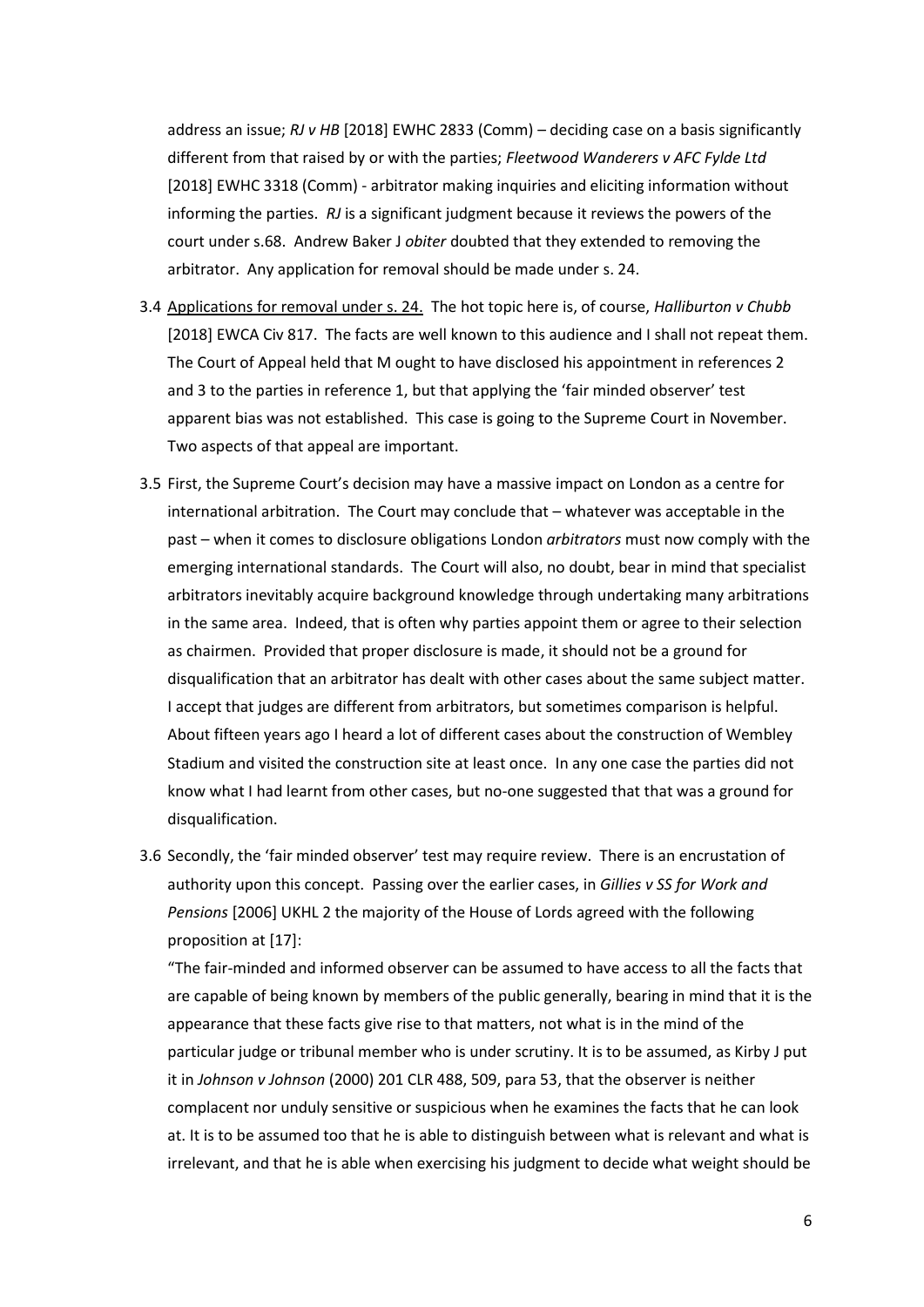address an issue; *RJ v HB* [2018] EWHC 2833 (Comm) – deciding case on a basis significantly different from that raised by or with the parties; *Fleetwood Wanderers v AFC Fylde Ltd* [2018] EWHC 3318 (Comm) - arbitrator making inquiries and eliciting information without informing the parties. *RJ* is a significant judgment because it reviews the powers of the court under s.68. Andrew Baker J *obiter* doubted that they extended to removing the arbitrator. Any application for removal should be made under s. 24.

3.4 Applications for removal under s. 24. The hot topic here is, of course, *Halliburton v Chubb* [2018] EWCA Civ 817. The facts are well known to this audience and I shall not repeat them. The Court of Appeal held that M ought to have disclosed his appointment in references 2 and 3 to the parties in reference 1, but that applying the 'fair minded observer' test apparent bias was not established. This case is going to the Supreme Court in November. Two aspects of that appeal are important.

3.5 First, the Supreme Court's decision may have a massive impact on London as a centre for international arbitration. The Court may conclude that – whatever was acceptable in the past – when it comes to disclosure obligations London *arbitrators* must now comply with the emerging international standards. The Court will also, no doubt, bear in mind that specialist arbitrators inevitably acquire background knowledge through undertaking many arbitrations in the same area. Indeed, that is often why parties appoint them or agree to their selection as chairmen. Provided that proper disclosure is made, it should not be a ground for disqualification that an arbitrator has dealt with other cases about the same subject matter. I accept that judges are different from arbitrators, but sometimes comparison is helpful. About fifteen years ago I heard a lot of different cases about the construction of Wembley Stadium and visited the construction site at least once. In any one case the parties did not know what I had learnt from other cases, but no-one suggested that that was a ground for disqualification.

3.6 Secondly, the 'fair minded observer' test may require review. There is an encrustation of authority upon this concept. Passing over the earlier cases, in *Gillies v SS for Work and Pensions* [2006] UKHL 2 the majority of the House of Lords agreed with the following proposition at [17]:

"The fair-minded and informed observer can be assumed to have access to all the facts that are capable of being known by members of the public generally, bearing in mind that it is the appearance that these facts give rise to that matters, not what is in the mind of the particular judge or tribunal member who is under scrutiny. It is to be assumed, as Kirby J put it in *Johnson v Johnson* (2000) 201 CLR 488, 509, para 53, that the observer is neither complacent nor unduly sensitive or suspicious when he examines the facts that he can look at. It is to be assumed too that he is able to distinguish between what is relevant and what is irrelevant, and that he is able when exercising his judgment to decide what weight should be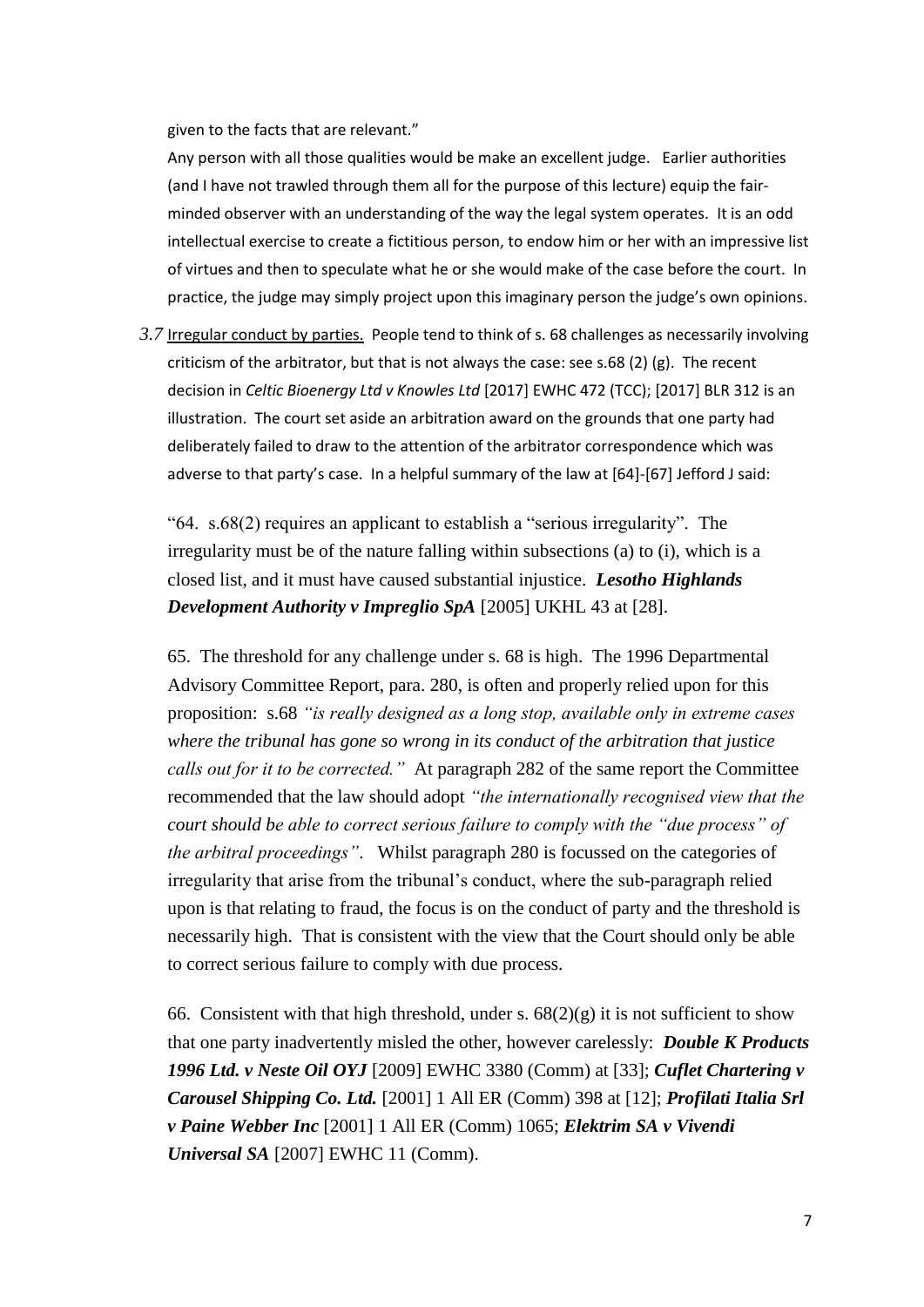given to the facts that are relevant."

Any person with all those qualities would be make an excellent judge. Earlier authorities (and I have not trawled through them all for the purpose of this lecture) equip the fair-minded observer with an understanding of the way the legal system operates. It is an odd intellectual exercise to create a fictitious person, to endow him or her with an impressive list of virtues and then to speculate what he or she would make of the case before the court. In practice, the judge may simply project upon this imaginary person the judge's own opinions.

*3.7* Irregular conduct by parties. People tend to think of s. 68 challenges as necessarily involving criticism of the arbitrator, but that is not always the case: see s.68 (2) (g). The recent decision in *Celtic Bioenergy Ltd v Knowles Ltd* [2017] EWHC 472 (TCC); [2017] BLR 312 is an illustration. The court set aside an arbitration award on the grounds that one party had deliberately failed to draw to the attention of the arbitrator correspondence which was adverse to that party's case. In a helpful summary of the law at [64]-[67] Jefford J said:

"64. s.68(2) requires an applicant to establish a "serious irregularity". The irregularity must be of the nature falling within subsections (a) to (i), which is a closed list, and it must have caused substantial injustice. ***Lesotho Highlands Development Authority v Impreglio SpA*** [2005] UKHL 43 at [28].

65. The threshold for any challenge under s. 68 is high. The 1996 Departmental Advisory Committee Report, para. 280, is often and properly relied upon for this proposition: s.68 *"is really designed as a long stop, available only in extreme cases where the tribunal has gone so wrong in its conduct of the arbitration that justice calls out for it to be corrected."* At paragraph 282 of the same report the Committee recommended that the law should adopt *"the internationally recognised view that the court should be able to correct serious failure to comply with the "due process" of the arbitral proceedings"*. Whilst paragraph 280 is focussed on the categories of irregularity that arise from the tribunal's conduct, where the sub-paragraph relied upon is that relating to fraud, the focus is on the conduct of party and the threshold is necessarily high. That is consistent with the view that the Court should only be able to correct serious failure to comply with due process.

66. Consistent with that high threshold, under s. 68(2)(g) it is not sufficient to show that one party inadvertently misled the other, however carelessly: ***Double K Products 1996 Ltd. v Neste Oil OYJ*** [2009] EWHC 3380 (Comm) at [33]; ***Cuflet Chartering v Carousel Shipping Co. Ltd.*** [2001] 1 All ER (Comm) 398 at [12]; ***Profilati Italia Srl v Paine Webber Inc*** [2001] 1 All ER (Comm) 1065; ***Elektrim SA v Vivendi Universal SA*** [2007] EWHC 11 (Comm).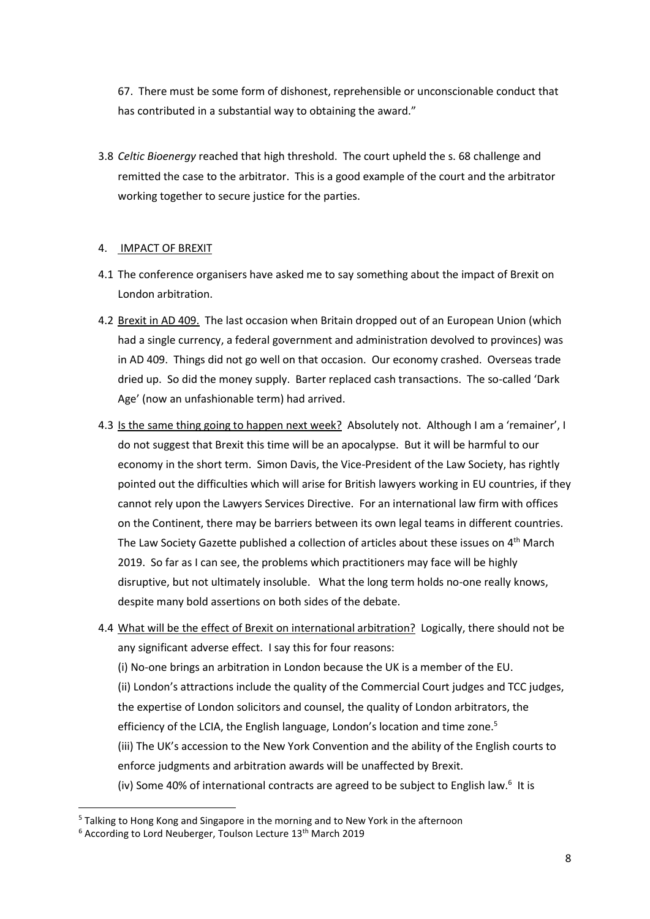67. There must be some form of dishonest, reprehensible or unconscionable conduct that has contributed in a substantial way to obtaining the award."

3.8 *Celtic Bioenergy* reached that high threshold. The court upheld the s. 68 challenge and remitted the case to the arbitrator. This is a good example of the court and the arbitrator working together to secure justice for the parties.

## 4. IMPACT OF BREXIT

4.1 The conference organisers have asked me to say something about the impact of Brexit on London arbitration.

4.2 Brexit in AD 409. The last occasion when Britain dropped out of an European Union (which had a single currency, a federal government and administration devolved to provinces) was in AD 409. Things did not go well on that occasion. Our economy crashed. Overseas trade dried up. So did the money supply. Barter replaced cash transactions. The so-called 'Dark Age' (now an unfashionable term) had arrived.

4.3 Is the same thing going to happen next week? Absolutely not. Although I am a 'remainer', I do not suggest that Brexit this time will be an apocalypse. But it will be harmful to our economy in the short term. Simon Davis, the Vice-President of the Law Society, has rightly pointed out the difficulties which will arise for British lawyers working in EU countries, if they cannot rely upon the Lawyers Services Directive. For an international law firm with offices on the Continent, there may be barriers between its own legal teams in different countries. The Law Society Gazette published a collection of articles about these issues on 4th March 2019. So far as I can see, the problems which practitioners may face will be highly disruptive, but not ultimately insoluble. What the long term holds no-one really knows, despite many bold assertions on both sides of the debate.

4.4 What will be the effect of Brexit on international arbitration? Logically, there should not be any significant adverse effect. I say this for four reasons:

(i) No-one brings an arbitration in London because the UK is a member of the EU.

(ii) London's attractions include the quality of the Commercial Court judges and TCC judges, the expertise of London solicitors and counsel, the quality of London arbitrators, the efficiency of the LCIA, the English language, London's location and time zone.[5]

(iii) The UK's accession to the New York Convention and the ability of the English courts to enforce judgments and arbitration awards will be unaffected by Brexit.

(iv) Some 40% of international contracts are agreed to be subject to English law.[6] It is

---

[5] Talking to Hong Kong and Singapore in the morning and to New York in the afternoon

[6] According to Lord Neuberger, Toulson Lecture 13th March 2019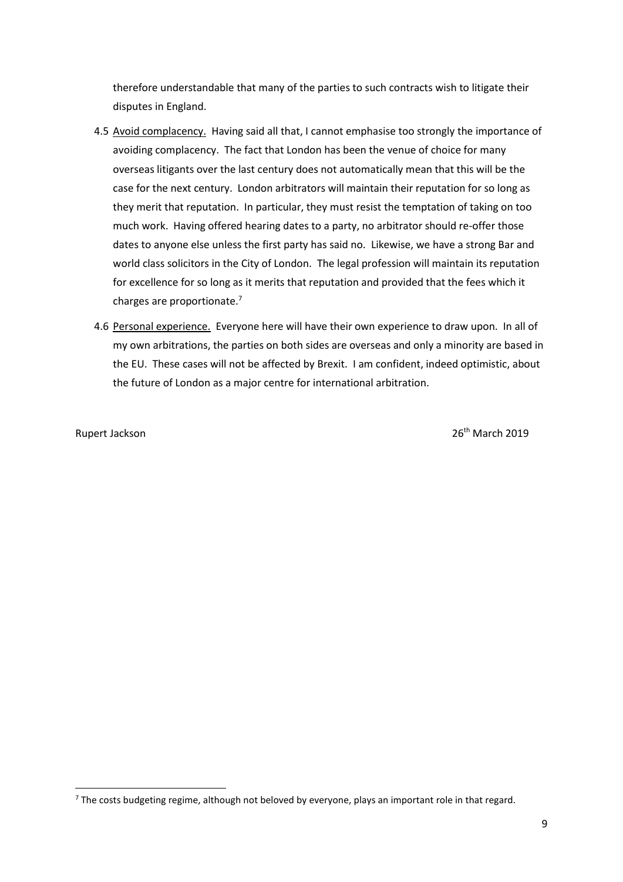therefore understandable that many of the parties to such contracts wish to litigate their disputes in England.

4.5 Avoid complacency. Having said all that, I cannot emphasise too strongly the importance of avoiding complacency. The fact that London has been the venue of choice for many overseas litigants over the last century does not automatically mean that this will be the case for the next century. London arbitrators will maintain their reputation for so long as they merit that reputation. In particular, they must resist the temptation of taking on too much work. Having offered hearing dates to a party, no arbitrator should re-offer those dates to anyone else unless the first party has said no. Likewise, we have a strong Bar and world class solicitors in the City of London. The legal profession will maintain its reputation for excellence for so long as it merits that reputation and provided that the fees which it charges are proportionate.[7]

4.6 Personal experience. Everyone here will have their own experience to draw upon. In all of my own arbitrations, the parties on both sides are overseas and only a minority are based in the EU. These cases will not be affected by Brexit. I am confident, indeed optimistic, about the future of London as a major centre for international arbitration.

Rupert Jackson

26th March 2019

[7] The costs budgeting regime, although not beloved by everyone, plays an important role in that regard.